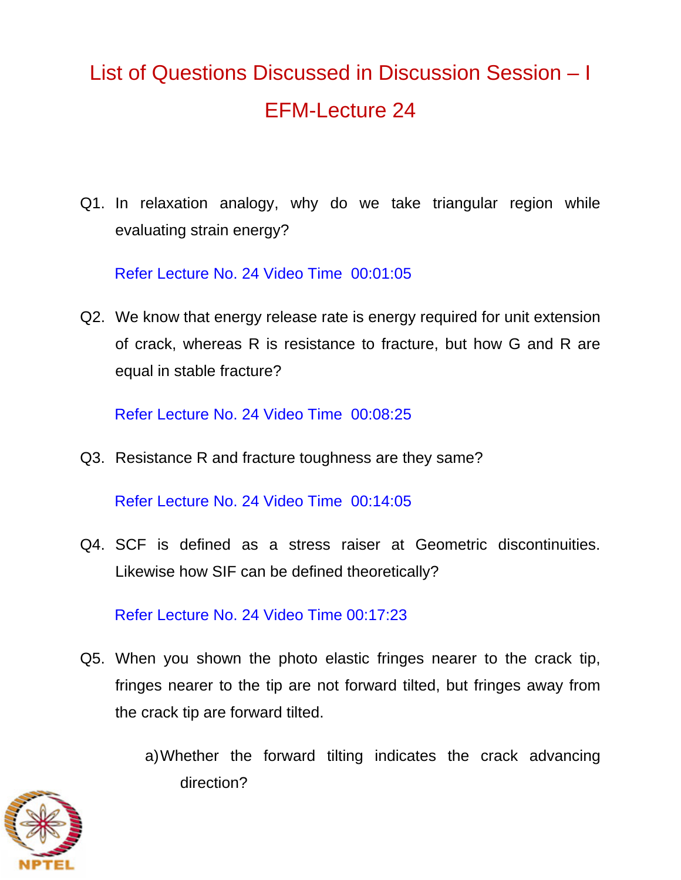# List of Questions Discussed in Discussion Session – I

# EFM-Lecture 24

Q1. In relaxation analogy, why do we take triangular region while evaluating strain energy?

Refer Lecture No. 24 Video Time 00:01:05

Q2. We know that energy release rate is energy required for unit extension of crack, whereas R is resistance to fracture, but how G and R are equal in stable fracture?

Refer Lecture No. 24 Video Time 00:08:25

Q3. Resistance R and fracture toughness are they same?

Refer Lecture No. 24 Video Time 00:14:05

Q4. SCF is defined as a stress raiser at Geometric discontinuities. Likewise how SIF can be defined theoretically?

Refer Lecture No. 24 Video Time 00:17:23

Q5. When you shown the photo elastic fringes nearer to the crack tip, fringes nearer to the tip are not forward tilted, but fringes away from the crack tip are forward tilted.

a) Whether the forward tilting indicates the crack advancing direction?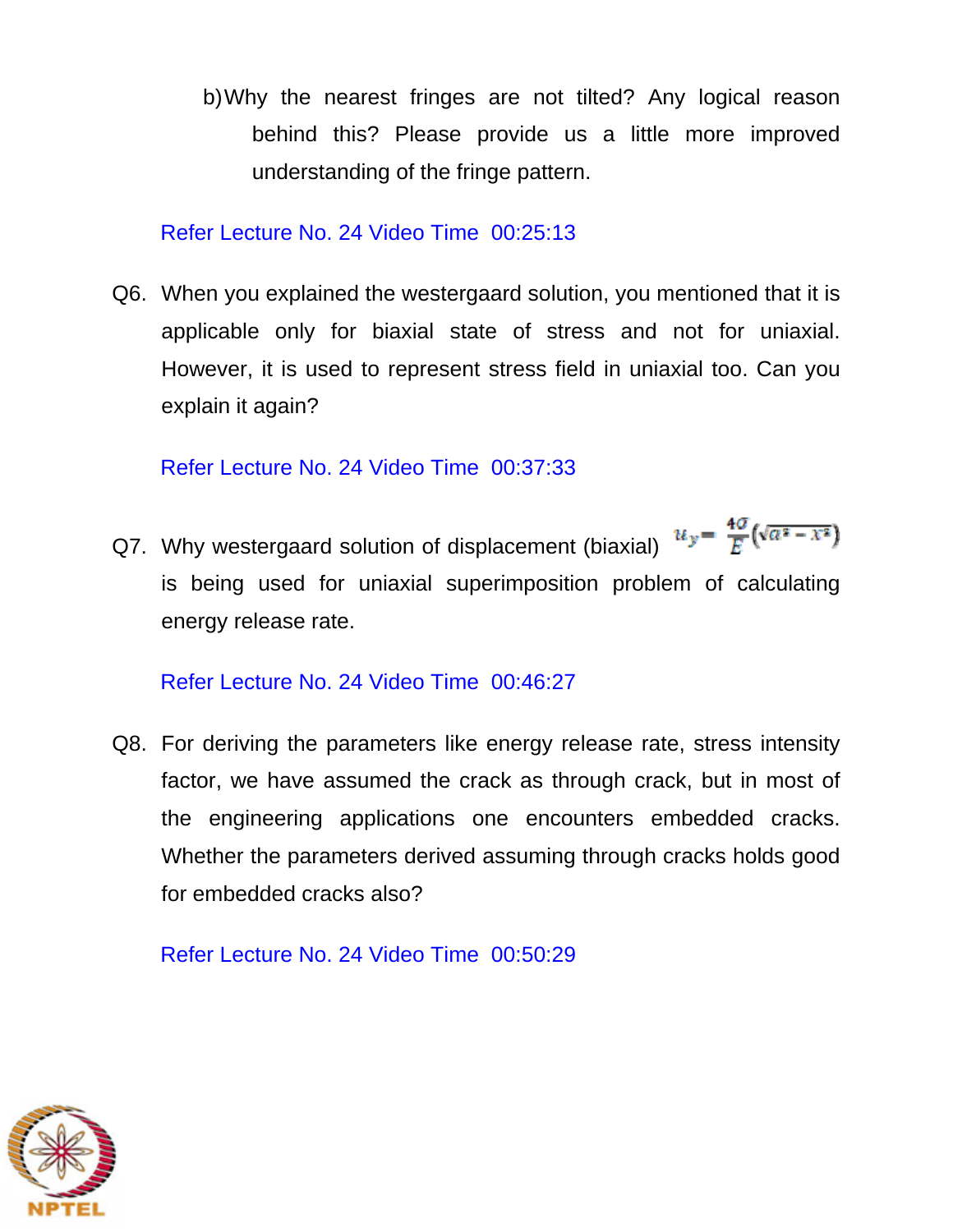b) Why the nearest fringes are not tilted? Any logical reason behind this? Please provide us a little more improved understanding of the fringe pattern.

Refer Lecture No. 24 Video Time 00:25:13

Q6. When you explained the westergaard solution, you mentioned that it is applicable only for biaxial state of stress and not for uniaxial. However, it is used to represent stress field in uniaxial too. Can you explain it again?

Refer Lecture No. 24 Video Time 00:37:33

Q7. Why westergaard solution of displacement (biaxial) $u_y = \frac{4\sigma}{E}\left(\sqrt{a^2 - x^2}\right)$ is being used for uniaxial superimposition problem of calculating energy release rate.

Refer Lecture No. 24 Video Time 00:46:27

Q8. For deriving the parameters like energy release rate, stress intensity factor, we have assumed the crack as through crack, but in most of the engineering applications one encounters embedded cracks. Whether the parameters derived assuming through cracks holds good for embedded cracks also?

Refer Lecture No. 24 Video Time 00:50:29